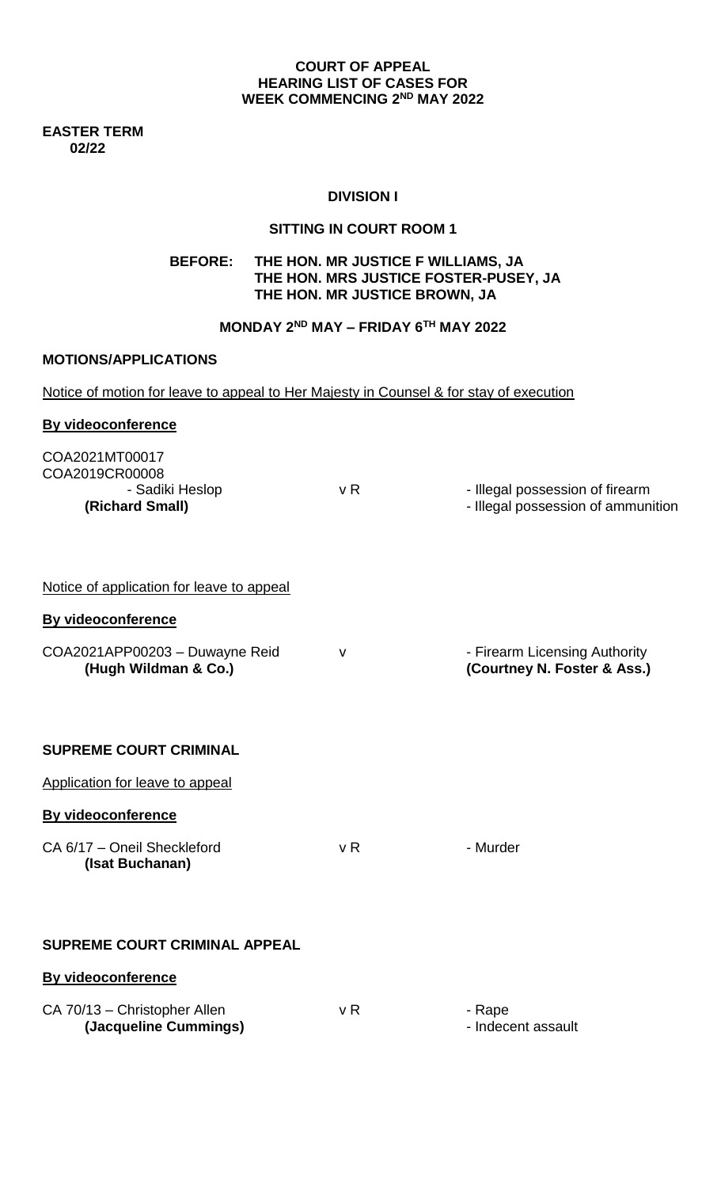**COURT OF APPEAL**
**HEARING LIST OF CASES FOR**
**WEEK COMMENCING 2ND MAY 2022**

**EASTER TERM**
**02/22**

**DIVISION I**

**SITTING IN COURT ROOM 1**

**BEFORE: THE HON. MR JUSTICE F WILLIAMS, JA**
**THE HON. MRS JUSTICE FOSTER-PUSEY, JA**
**THE HON. MR JUSTICE BROWN, JA**

**MONDAY 2ND MAY – FRIDAY 6TH MAY 2022**

**MOTIONS/APPLICATIONS**

Notice of motion for leave to appeal to Her Majesty in Counsel & for stay of execution

**By videoconference**

COA2021MT00017
COA2019CR00008
- Sadiki Heslop v R - Illegal possession of firearm
**(Richard Small)** - Illegal possession of ammunition

Notice of application for leave to appeal

**By videoconference**

COA2021APP00203 – Duwayne Reid v - Firearm Licensing Authority
**(Hugh Wildman & Co.)** **(Courtney N. Foster & Ass.)**

**SUPREME COURT CRIMINAL**

Application for leave to appeal

**By videoconference**

CA 6/17 – Oneil Sheckleford v R - Murder
**(Isat Buchanan)**

**SUPREME COURT CRIMINAL APPEAL**

**By videoconference**

CA 70/13 – Christopher Allen v R - Rape
**(Jacqueline Cummings)** - Indecent assault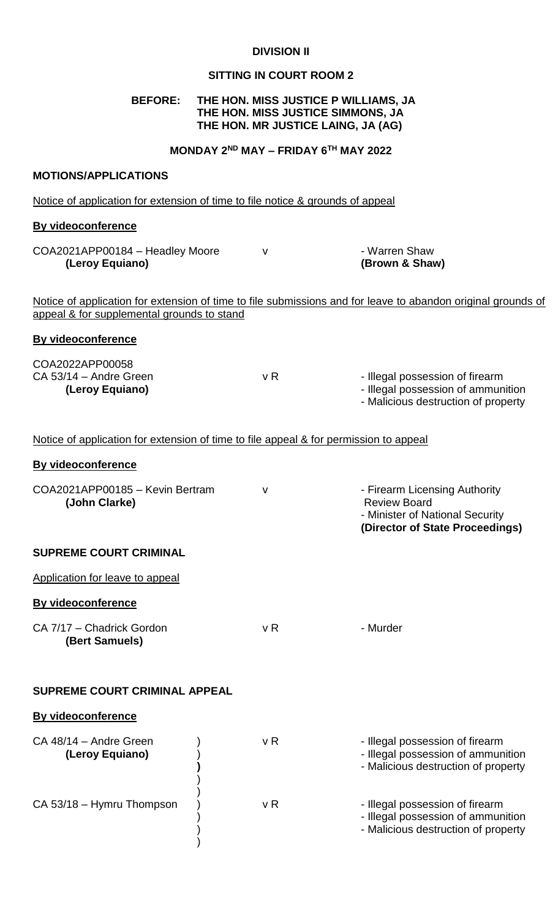**DIVISION II**

**SITTING IN COURT ROOM 2**

**BEFORE: THE HON. MISS JUSTICE P WILLIAMS, JA**
**THE HON. MISS JUSTICE SIMMONS, JA**
**THE HON. MR JUSTICE LAING, JA (AG)**

**MONDAY 2ND MAY – FRIDAY 6TH MAY 2022**

**MOTIONS/APPLICATIONS**

Notice of application for extension of time to file notice & grounds of appeal

**By videoconference**

| | | |
|---|---|---|
| COA2021APP00184 – Headley Moore **(Leroy Equiano)** | v | - Warren Shaw **(Brown & Shaw)** |

Notice of application for extension of time to file submissions and for leave to abandon original grounds of appeal & for supplemental grounds to stand

**By videoconference**

| | | |
|---|---|---|
| COA2022APP00058<br>CA 53/14 – Andre Green **(Leroy Equiano)** | v R | - Illegal possession of firearm<br>- Illegal possession of ammunition<br>- Malicious destruction of property |

Notice of application for extension of time to file appeal & for permission to appeal

**By videoconference**

| | | |
|---|---|---|
| COA2021APP00185 – Kevin Bertram **(John Clarke)** | v | - Firearm Licensing Authority Review Board<br>- Minister of National Security<br>**(Director of State Proceedings)** |

**SUPREME COURT CRIMINAL**

Application for leave to appeal

**By videoconference**

| | | |
|---|---|---|
| CA 7/17 – Chadrick Gordon **(Bert Samuels)** | v R | - Murder |

**SUPREME COURT CRIMINAL APPEAL**

**By videoconference**

| | | |
|---|---|---|
| CA 48/14 – Andre Green **(Leroy Equiano)** | v R | - Illegal possession of firearm<br>- Illegal possession of ammunition<br>- Malicious destruction of property |
| CA 53/18 – Hymru Thompson | v R | - Illegal possession of firearm<br>- Illegal possession of ammunition<br>- Malicious destruction of property |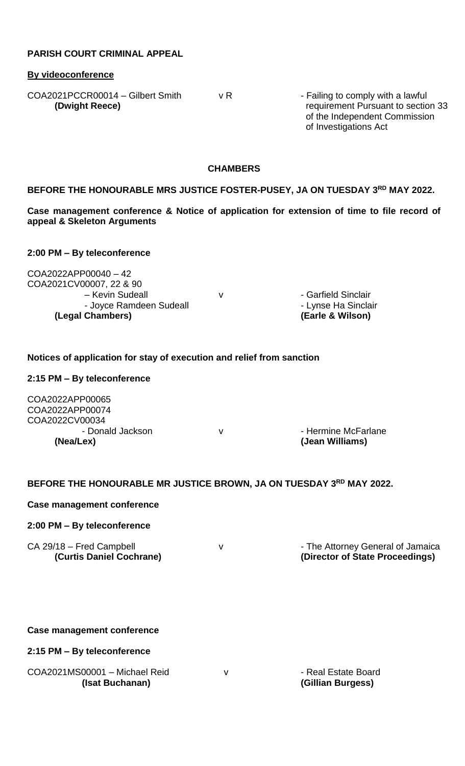**PARISH COURT CRIMINAL APPEAL**

**By videoconference**

COA2021PCCR00014 – Gilbert Smith v R - Failing to comply with a lawful requirement Pursuant to section 33 of the Independent Commission of Investigations Act
**(Dwight Reece)**

**CHAMBERS**

**BEFORE THE HONOURABLE MRS JUSTICE FOSTER-PUSEY, JA ON TUESDAY 3RD MAY 2022.**

**Case management conference & Notice of application for extension of time to file record of appeal & Skeleton Arguments**

**2:00 PM – By teleconference**

COA2022APP00040 – 42
COA2021CV00007, 22 & 90

| | | |
|---|---|---|
| – Kevin Sudeall | v | - Garfield Sinclair |
| - Joyce Ramdeen Sudeall | | - Lynse Ha Sinclair |
| **(Legal Chambers)** | | **(Earle & Wilson)** |

**Notices of application for stay of execution and relief from sanction**

**2:15 PM – By teleconference**

COA2022APP00065
COA2022APP00074
COA2022CV00034

| | | |
|---|---|---|
| - Donald Jackson | v | - Hermine McFarlane |
| **(Nea/Lex)** | | **(Jean Williams)** |

**BEFORE THE HONOURABLE MR JUSTICE BROWN, JA ON TUESDAY 3RD MAY 2022.**

**Case management conference**

**2:00 PM – By teleconference**

| | | |
|---|---|---|
| CA 29/18 – Fred Campbell | v | - The Attorney General of Jamaica |
| **(Curtis Daniel Cochrane)** | | **(Director of State Proceedings)** |

**Case management conference**

**2:15 PM – By teleconference**

| | | |
|---|---|---|
| COA2021MS00001 – Michael Reid | v | - Real Estate Board |
| **(Isat Buchanan)** | | **(Gillian Burgess)** |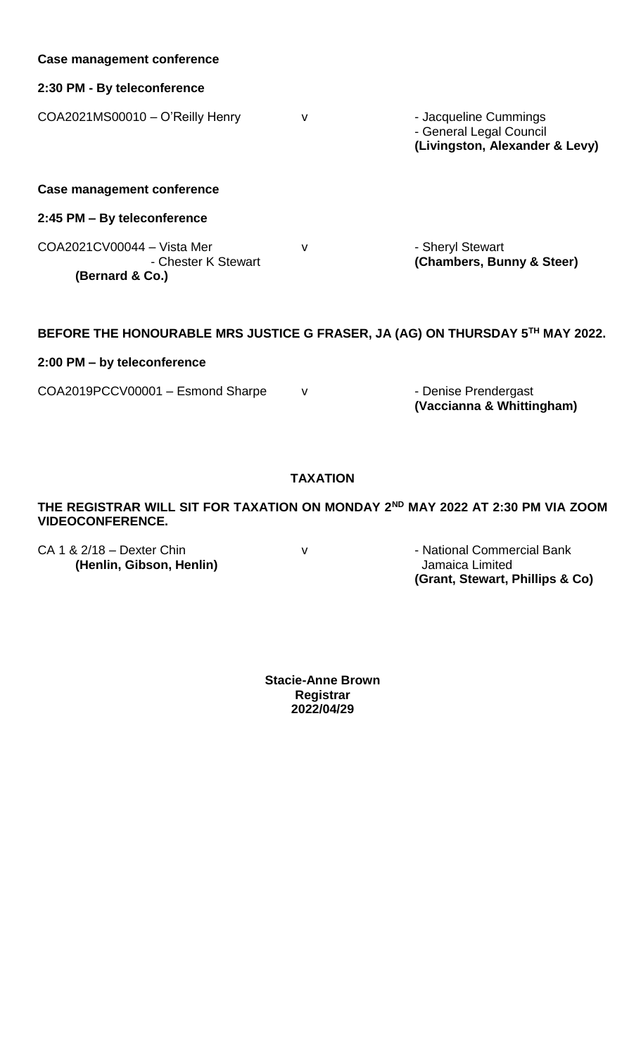**Case management conference**

**2:30 PM - By teleconference**

COA2021MS00010 – O'Reilly Henry v - Jacqueline Cummings
- General Legal Council
**(Livingston, Alexander & Levy)**

**Case management conference**

**2:45 PM – By teleconference**

COA2021CV00044 – Vista Mer
- Chester K Stewart
**(Bernard & Co.)**
v
- Sheryl Stewart
**(Chambers, Bunny & Steer)**

**BEFORE THE HONOURABLE MRS JUSTICE G FRASER, JA (AG) ON THURSDAY 5TH MAY 2022.**

**2:00 PM – by teleconference**

COA2019PCCV00001 – Esmond Sharpe v - Denise Prendergast
**(Vaccianna & Whittingham)**

**TAXATION**

**THE REGISTRAR WILL SIT FOR TAXATION ON MONDAY 2ND MAY 2022 AT 2:30 PM VIA ZOOM VIDEOCONFERENCE.**

CA 1 & 2/18 – Dexter Chin
**(Henlin, Gibson, Henlin)**
v
- National Commercial Bank Jamaica Limited
**(Grant, Stewart, Phillips & Co)**

**Stacie-Anne Brown**
**Registrar**
**2022/04/29**